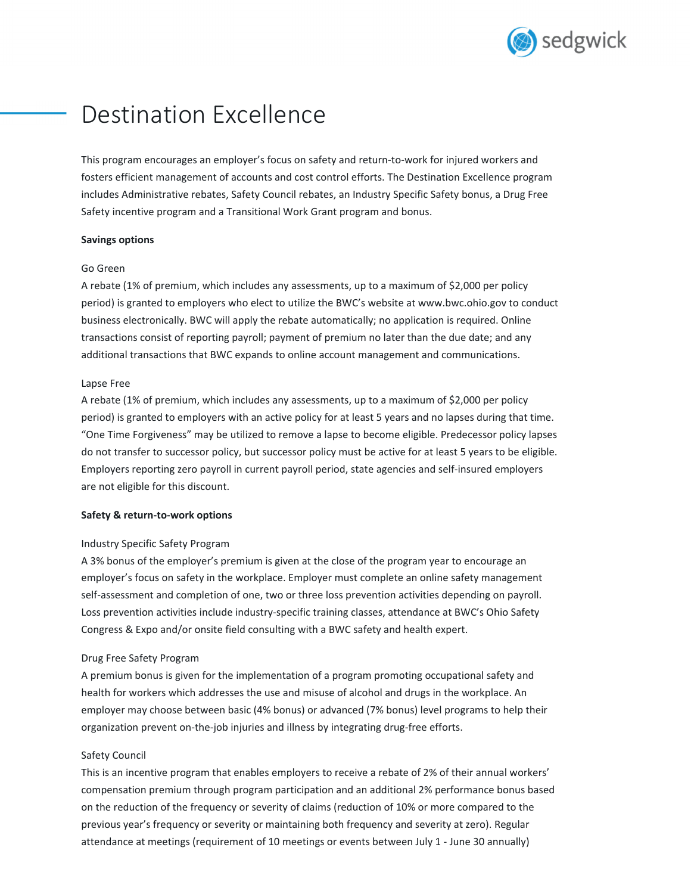# Destination Excellence

This program encourages an employer's focus on safety and return-to-work for injured workers and fosters efficient management of accounts and cost control efforts. The Destination Excellence program includes Administrative rebates, Safety Council rebates, an Industry Specific Safety bonus, a Drug Free Safety incentive program and a Transitional Work Grant program and bonus.

**Savings options**

Go Green

A rebate (1% of premium, which includes any assessments, up to a maximum of $2,000 per policy period) is granted to employers who elect to utilize the BWC's website at www.bwc.ohio.gov to conduct business electronically. BWC will apply the rebate automatically; no application is required. Online transactions consist of reporting payroll; payment of premium no later than the due date; and any additional transactions that BWC expands to online account management and communications.

Lapse Free

A rebate (1% of premium, which includes any assessments, up to a maximum of $2,000 per policy period) is granted to employers with an active policy for at least 5 years and no lapses during that time. "One Time Forgiveness" may be utilized to remove a lapse to become eligible. Predecessor policy lapses do not transfer to successor policy, but successor policy must be active for at least 5 years to be eligible. Employers reporting zero payroll in current payroll period, state agencies and self-insured employers are not eligible for this discount.

**Safety & return-to-work options**

Industry Specific Safety Program

A 3% bonus of the employer's premium is given at the close of the program year to encourage an employer's focus on safety in the workplace. Employer must complete an online safety management self-assessment and completion of one, two or three loss prevention activities depending on payroll. Loss prevention activities include industry-specific training classes, attendance at BWC's Ohio Safety Congress & Expo and/or onsite field consulting with a BWC safety and health expert.

Drug Free Safety Program

A premium bonus is given for the implementation of a program promoting occupational safety and health for workers which addresses the use and misuse of alcohol and drugs in the workplace. An employer may choose between basic (4% bonus) or advanced (7% bonus) level programs to help their organization prevent on-the-job injuries and illness by integrating drug-free efforts.

Safety Council

This is an incentive program that enables employers to receive a rebate of 2% of their annual workers' compensation premium through program participation and an additional 2% performance bonus based on the reduction of the frequency or severity of claims (reduction of 10% or more compared to the previous year's frequency or severity or maintaining both frequency and severity at zero). Regular attendance at meetings (requirement of 10 meetings or events between July 1 - June 30 annually)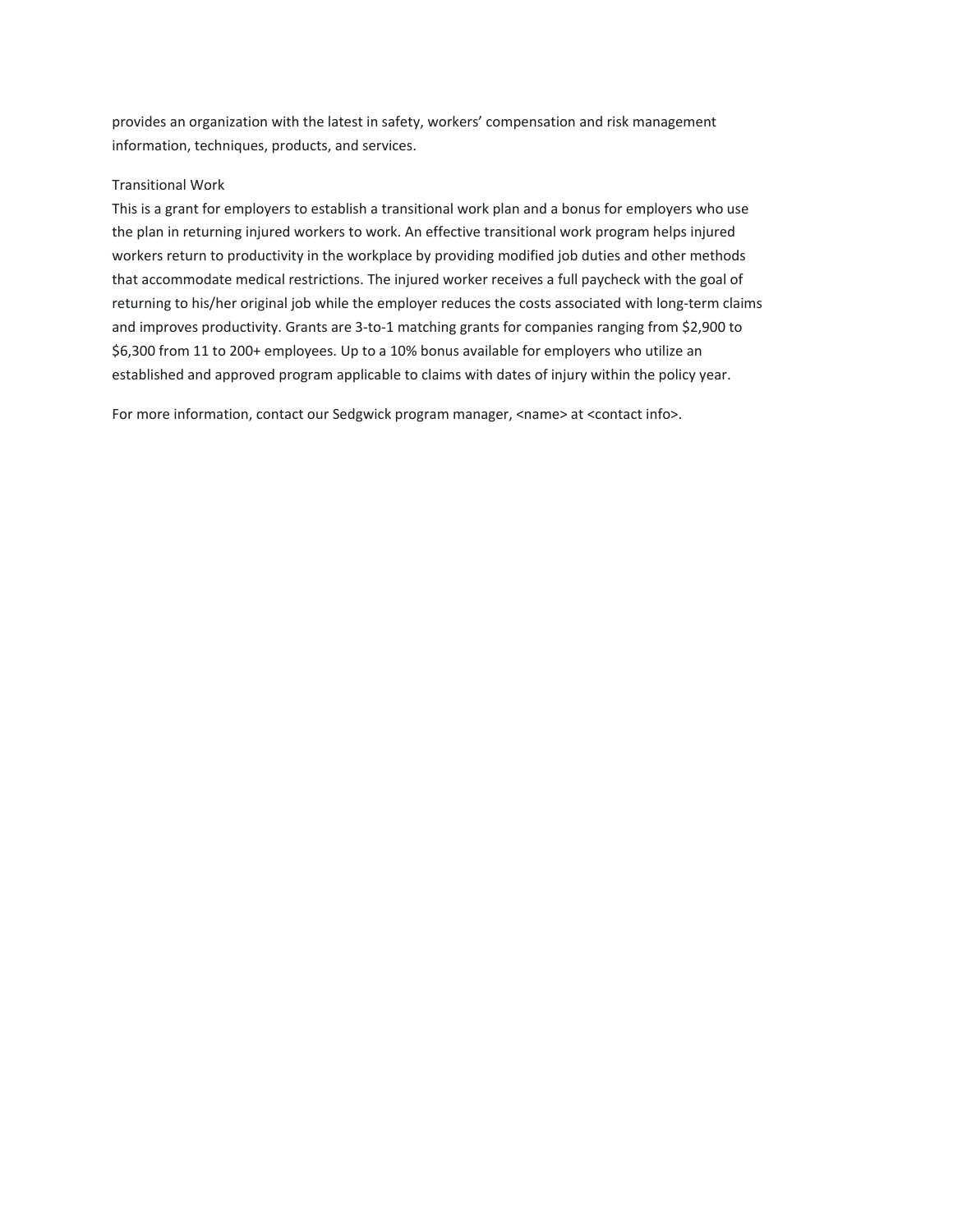provides an organization with the latest in safety, workers' compensation and risk management information, techniques, products, and services.

Transitional Work

This is a grant for employers to establish a transitional work plan and a bonus for employers who use the plan in returning injured workers to work. An effective transitional work program helps injured workers return to productivity in the workplace by providing modified job duties and other methods that accommodate medical restrictions. The injured worker receives a full paycheck with the goal of returning to his/her original job while the employer reduces the costs associated with long-term claims and improves productivity. Grants are 3-to-1 matching grants for companies ranging from $2,900 to $6,300 from 11 to 200+ employees. Up to a 10% bonus available for employers who utilize an established and approved program applicable to claims with dates of injury within the policy year.

For more information, contact our Sedgwick program manager, <name> at <contact info>.